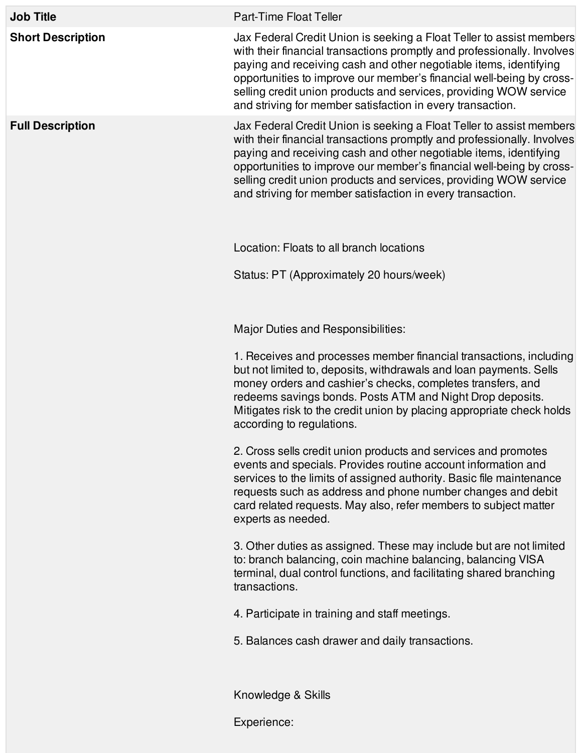| **Job Title** | Part-Time Float Teller |
| --- | --- |
| **Short Description** | Jax Federal Credit Union is seeking a Float Teller to assist members with their financial transactions promptly and professionally. Involves paying and receiving cash and other negotiable items, identifying opportunities to improve our member's financial well-being by cross-selling credit union products and services, providing WOW service and striving for member satisfaction in every transaction. |
| **Full Description** | Jax Federal Credit Union is seeking a Float Teller to assist members with their financial transactions promptly and professionally. Involves paying and receiving cash and other negotiable items, identifying opportunities to improve our member's financial well-being by cross-selling credit union products and services, providing WOW service and striving for member satisfaction in every transaction.<br><br>Location: Floats to all branch locations<br><br>Status: PT (Approximately 20 hours/week)<br><br>Major Duties and Responsibilities:<br><br>1. Receives and processes member financial transactions, including but not limited to, deposits, withdrawals and loan payments. Sells money orders and cashier's checks, completes transfers, and redeems savings bonds. Posts ATM and Night Drop deposits. Mitigates risk to the credit union by placing appropriate check holds according to regulations.<br><br>2. Cross sells credit union products and services and promotes events and specials. Provides routine account information and services to the limits of assigned authority. Basic file maintenance requests such as address and phone number changes and debit card related requests. May also, refer members to subject matter experts as needed.<br><br>3. Other duties as assigned. These may include but are not limited to: branch balancing, coin machine balancing, balancing VISA terminal, dual control functions, and facilitating shared branching transactions.<br><br>4. Participate in training and staff meetings.<br><br>5. Balances cash drawer and daily transactions.<br><br>Knowledge & Skills<br><br>Experience: |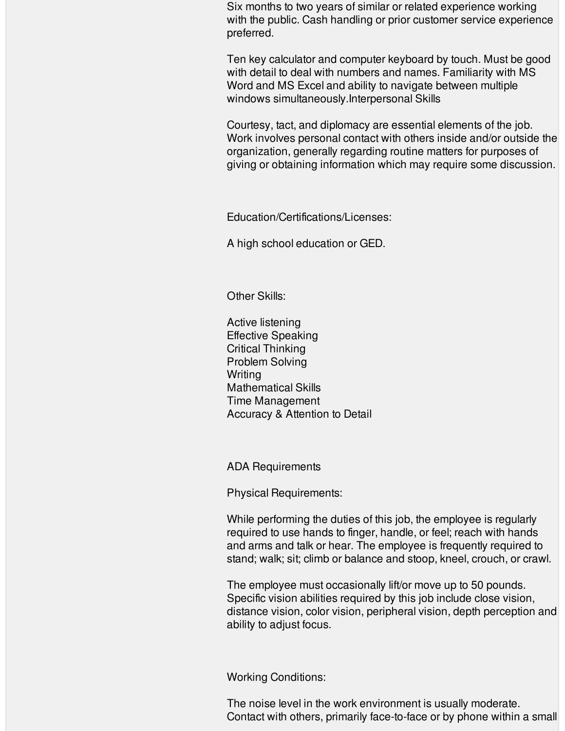Six months to two years of similar or related experience working with the public. Cash handling or prior customer service experience preferred.

Ten key calculator and computer keyboard by touch. Must be good with detail to deal with numbers and names. Familiarity with MS Word and MS Excel and ability to navigate between multiple windows simultaneously.Interpersonal Skills

Courtesy, tact, and diplomacy are essential elements of the job. Work involves personal contact with others inside and/or outside the organization, generally regarding routine matters for purposes of giving or obtaining information which may require some discussion.

Education/Certifications/Licenses:

A high school education or GED.

Other Skills:

Active listening
Effective Speaking
Critical Thinking
Problem Solving
Writing
Mathematical Skills
Time Management
Accuracy & Attention to Detail

ADA Requirements

Physical Requirements:

While performing the duties of this job, the employee is regularly required to use hands to finger, handle, or feel; reach with hands and arms and talk or hear. The employee is frequently required to stand; walk; sit; climb or balance and stoop, kneel, crouch, or crawl.

The employee must occasionally lift/or move up to 50 pounds. Specific vision abilities required by this job include close vision, distance vision, color vision, peripheral vision, depth perception and ability to adjust focus.

Working Conditions:

The noise level in the work environment is usually moderate. Contact with others, primarily face-to-face or by phone within a small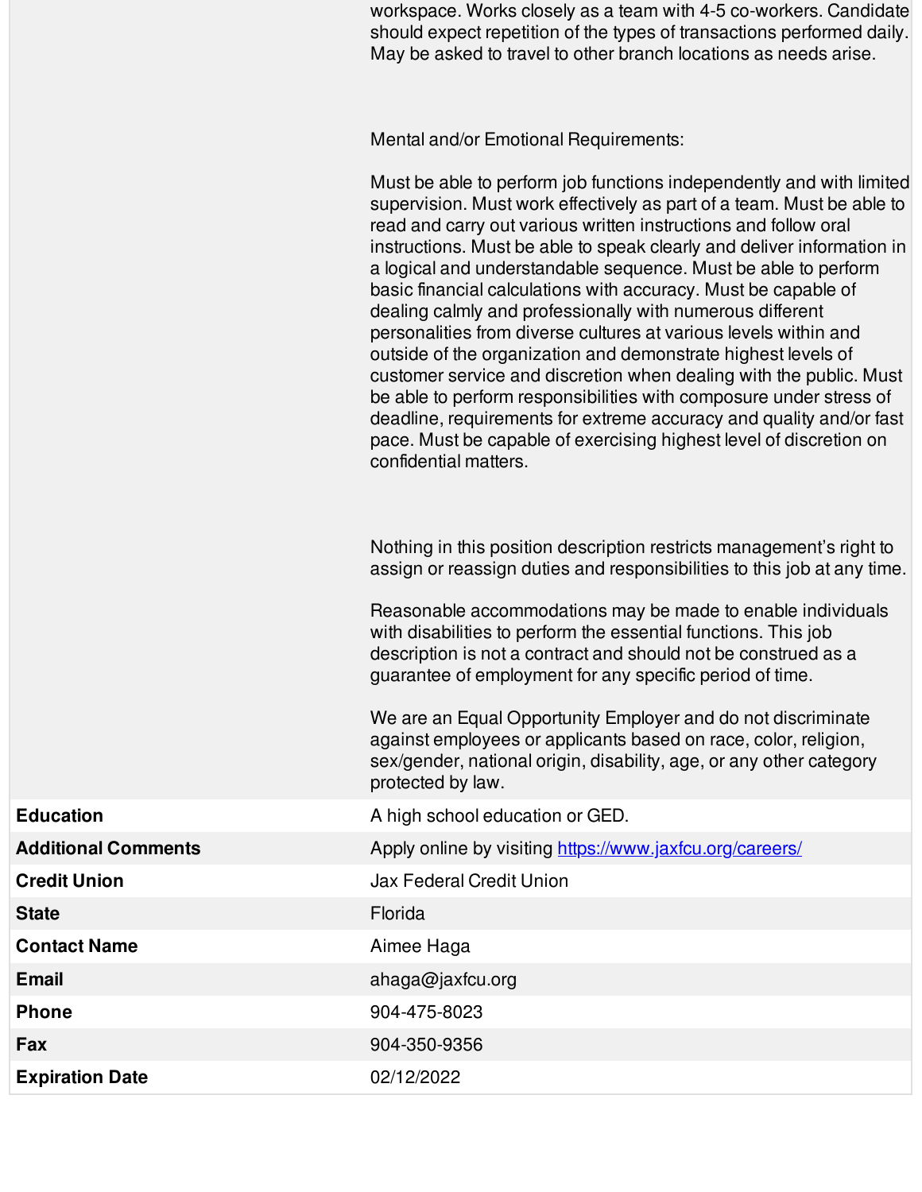workspace. Works closely as a team with 4-5 co-workers. Candidate should expect repetition of the types of transactions performed daily. May be asked to travel to other branch locations as needs arise.

Mental and/or Emotional Requirements:

Must be able to perform job functions independently and with limited supervision. Must work effectively as part of a team. Must be able to read and carry out various written instructions and follow oral instructions. Must be able to speak clearly and deliver information in a logical and understandable sequence. Must be able to perform basic financial calculations with accuracy. Must be capable of dealing calmly and professionally with numerous different personalities from diverse cultures at various levels within and outside of the organization and demonstrate highest levels of customer service and discretion when dealing with the public. Must be able to perform responsibilities with composure under stress of deadline, requirements for extreme accuracy and quality and/or fast pace. Must be capable of exercising highest level of discretion on confidential matters.

Nothing in this position description restricts management's right to assign or reassign duties and responsibilities to this job at any time.

Reasonable accommodations may be made to enable individuals with disabilities to perform the essential functions. This job description is not a contract and should not be construed as a guarantee of employment for any specific period of time.

We are an Equal Opportunity Employer and do not discriminate against employees or applicants based on race, color, religion, sex/gender, national origin, disability, age, or any other category protected by law.

| | |
|---|---|
| **Education** | A high school education or GED. |
| **Additional Comments** | Apply online by visiting https://www.jaxfcu.org/careers/ |
| **Credit Union** | Jax Federal Credit Union |
| **State** | Florida |
| **Contact Name** | Aimee Haga |
| **Email** | ahaga@jaxfcu.org |
| **Phone** | 904-475-8023 |
| **Fax** | 904-350-9356 |
| **Expiration Date** | 02/12/2022 |